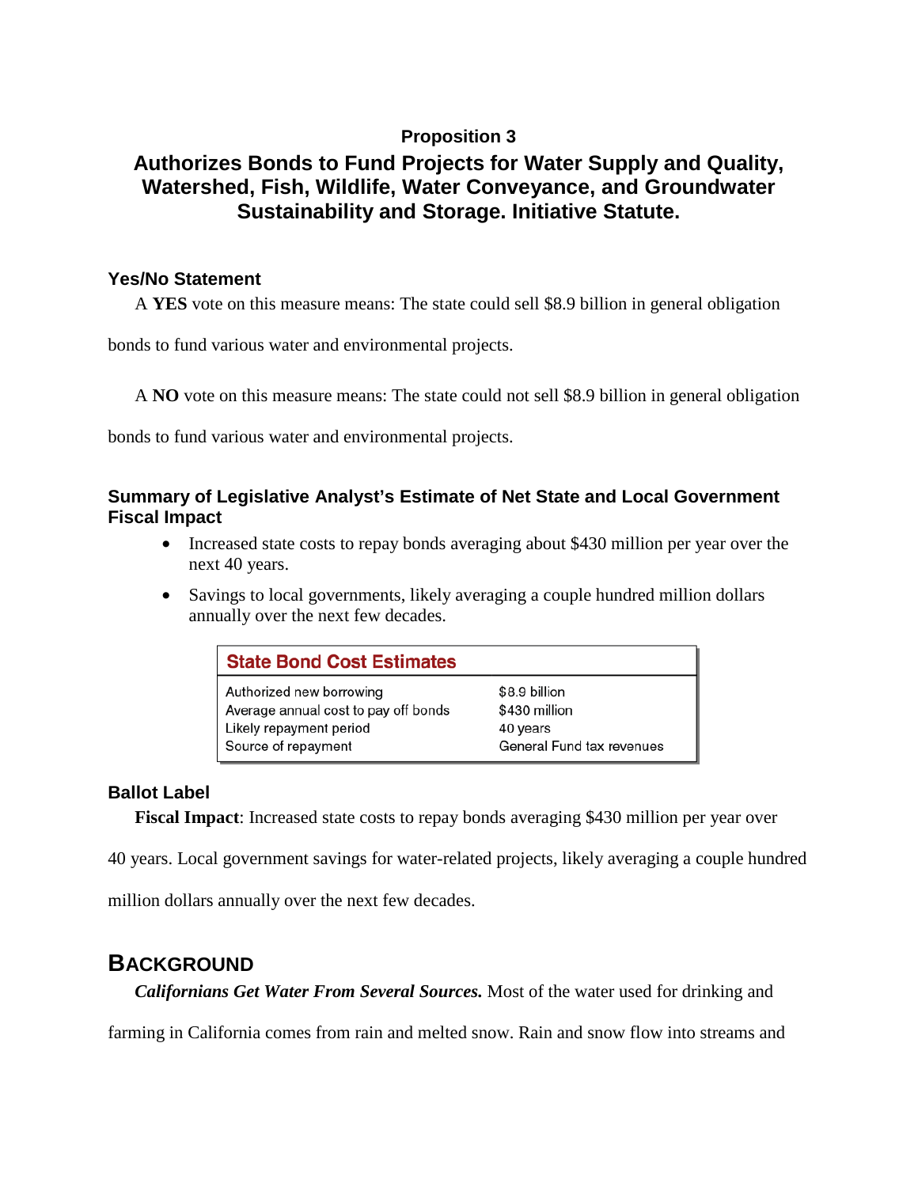# Proposition 3

## Authorizes Bonds to Fund Projects for Water Supply and Quality, Watershed, Fish, Wildlife, Water Conveyance, and Groundwater Sustainability and Storage. Initiative Statute.

### Yes/No Statement

A **YES** vote on this measure means: The state could sell $8.9 billion in general obligation bonds to fund various water and environmental projects.

A **NO** vote on this measure means: The state could not sell $8.9 billion in general obligation bonds to fund various water and environmental projects.

### Summary of Legislative Analyst's Estimate of Net State and Local Government Fiscal Impact

- Increased state costs to repay bonds averaging about $430 million per year over the next 40 years.
- Savings to local governments, likely averaging a couple hundred million dollars annually over the next few decades.

| State Bond Cost Estimates | |
|---|---|
| Authorized new borrowing | $8.9 billion |
| Average annual cost to pay off bonds | $430 million |
| Likely repayment period | 40 years |
| Source of repayment | General Fund tax revenues |

### Ballot Label

**Fiscal Impact**: Increased state costs to repay bonds averaging $430 million per year over 40 years. Local government savings for water-related projects, likely averaging a couple hundred million dollars annually over the next few decades.

## BACKGROUND

***Californians Get Water From Several Sources.*** Most of the water used for drinking and farming in California comes from rain and melted snow. Rain and snow flow into streams and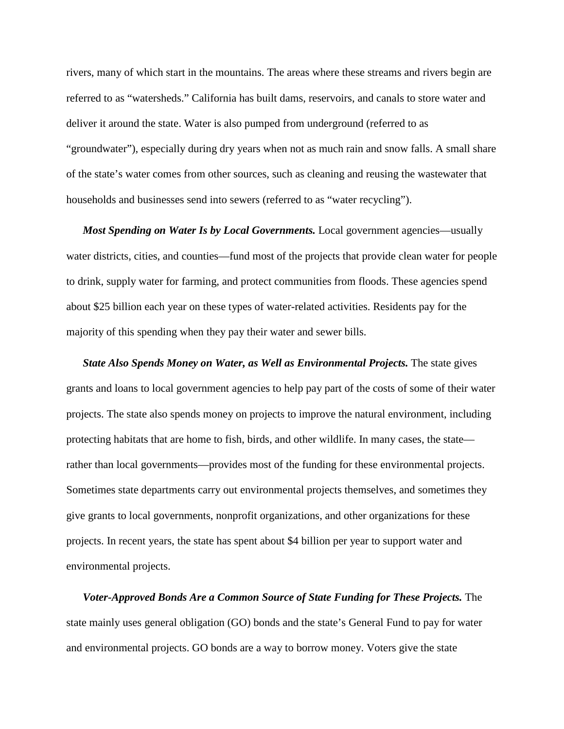rivers, many of which start in the mountains. The areas where these streams and rivers begin are referred to as "watersheds." California has built dams, reservoirs, and canals to store water and deliver it around the state. Water is also pumped from underground (referred to as "groundwater"), especially during dry years when not as much rain and snow falls. A small share of the state's water comes from other sources, such as cleaning and reusing the wastewater that households and businesses send into sewers (referred to as "water recycling").

***Most Spending on Water Is by Local Governments.*** Local government agencies—usually water districts, cities, and counties—fund most of the projects that provide clean water for people to drink, supply water for farming, and protect communities from floods. These agencies spend about $25 billion each year on these types of water-related activities. Residents pay for the majority of this spending when they pay their water and sewer bills.

***State Also Spends Money on Water, as Well as Environmental Projects.*** The state gives grants and loans to local government agencies to help pay part of the costs of some of their water projects. The state also spends money on projects to improve the natural environment, including protecting habitats that are home to fish, birds, and other wildlife. In many cases, the state—rather than local governments—provides most of the funding for these environmental projects. Sometimes state departments carry out environmental projects themselves, and sometimes they give grants to local governments, nonprofit organizations, and other organizations for these projects. In recent years, the state has spent about $4 billion per year to support water and environmental projects.

***Voter-Approved Bonds Are a Common Source of State Funding for These Projects.*** The state mainly uses general obligation (GO) bonds and the state's General Fund to pay for water and environmental projects. GO bonds are a way to borrow money. Voters give the state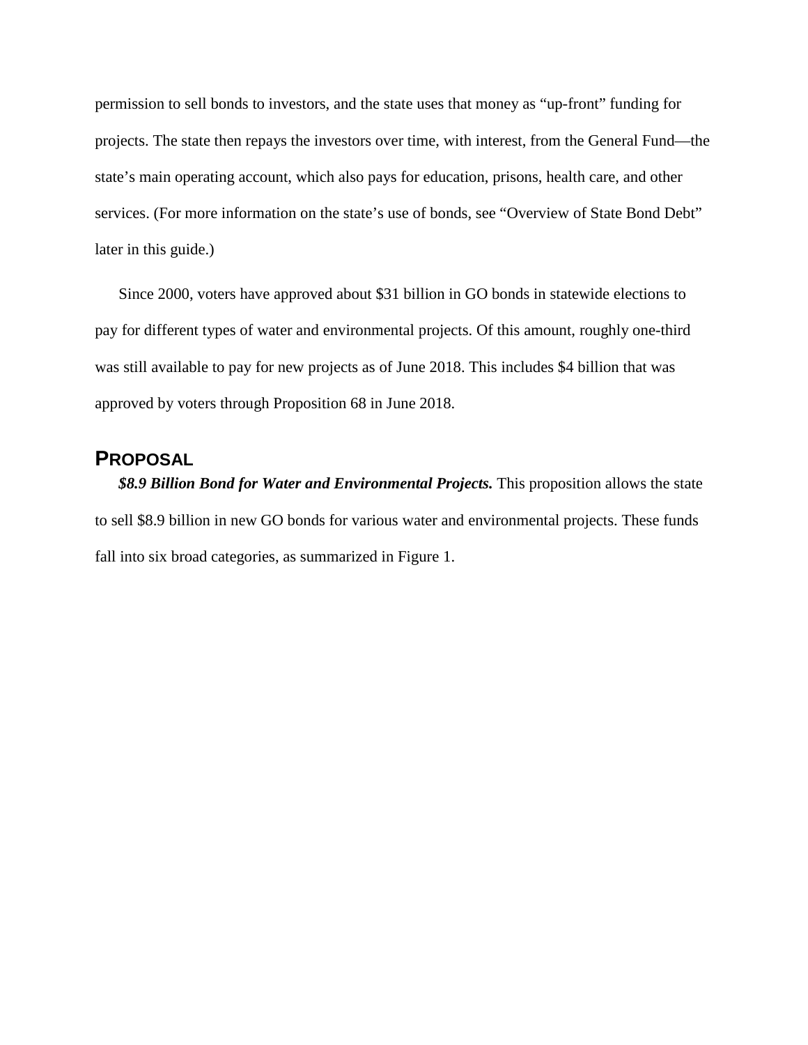permission to sell bonds to investors, and the state uses that money as "up-front" funding for projects. The state then repays the investors over time, with interest, from the General Fund—the state's main operating account, which also pays for education, prisons, health care, and other services. (For more information on the state's use of bonds, see "Overview of State Bond Debt" later in this guide.)

Since 2000, voters have approved about $31 billion in GO bonds in statewide elections to pay for different types of water and environmental projects. Of this amount, roughly one-third was still available to pay for new projects as of June 2018. This includes $4 billion that was approved by voters through Proposition 68 in June 2018.

## PROPOSAL

***$8.9 Billion Bond for Water and Environmental Projects.*** This proposition allows the state to sell $8.9 billion in new GO bonds for various water and environmental projects. These funds fall into six broad categories, as summarized in Figure 1.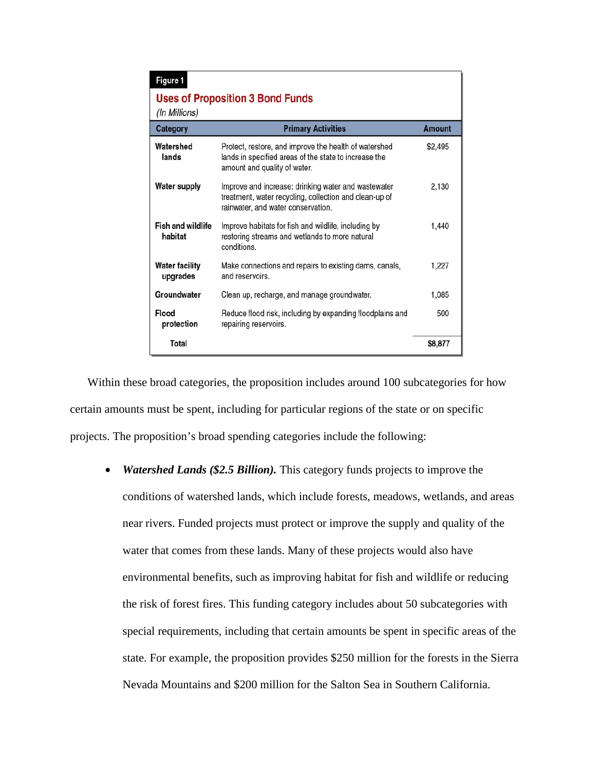**Figure 1**

**Uses of Proposition 3 Bond Funds**

*(In Millions)*

| Category | Primary Activities | Amount |
|---|---|---|
| Watershed lands | Protect, restore, and improve the health of watershed lands in specified areas of the state to increase the amount and quality of water. | $2,495 |
| Water supply | Improve and increase: drinking water and wastewater treatment, water recycling, collection and clean-up of rainwater, and water conservation. | 2,130 |
| Fish and wildlife habitat | Improve habitats for fish and wildlife, including by restoring streams and wetlands to more natural conditions. | 1,440 |
| Water facility upgrades | Make connections and repairs to existing dams, canals, and reservoirs. | 1,227 |
| Groundwater | Clean up, recharge, and manage groundwater. | 1,085 |
| Flood protection | Reduce flood risk, including by expanding floodplains and repairing reservoirs. | 500 |
| Total | | $8,877 |

Within these broad categories, the proposition includes around 100 subcategories for how certain amounts must be spent, including for particular regions of the state or on specific projects. The proposition's broad spending categories include the following:

- ***Watershed Lands ($2.5 Billion).*** This category funds projects to improve the conditions of watershed lands, which include forests, meadows, wetlands, and areas near rivers. Funded projects must protect or improve the supply and quality of the water that comes from these lands. Many of these projects would also have environmental benefits, such as improving habitat for fish and wildlife or reducing the risk of forest fires. This funding category includes about 50 subcategories with special requirements, including that certain amounts be spent in specific areas of the state. For example, the proposition provides $250 million for the forests in the Sierra Nevada Mountains and $200 million for the Salton Sea in Southern California.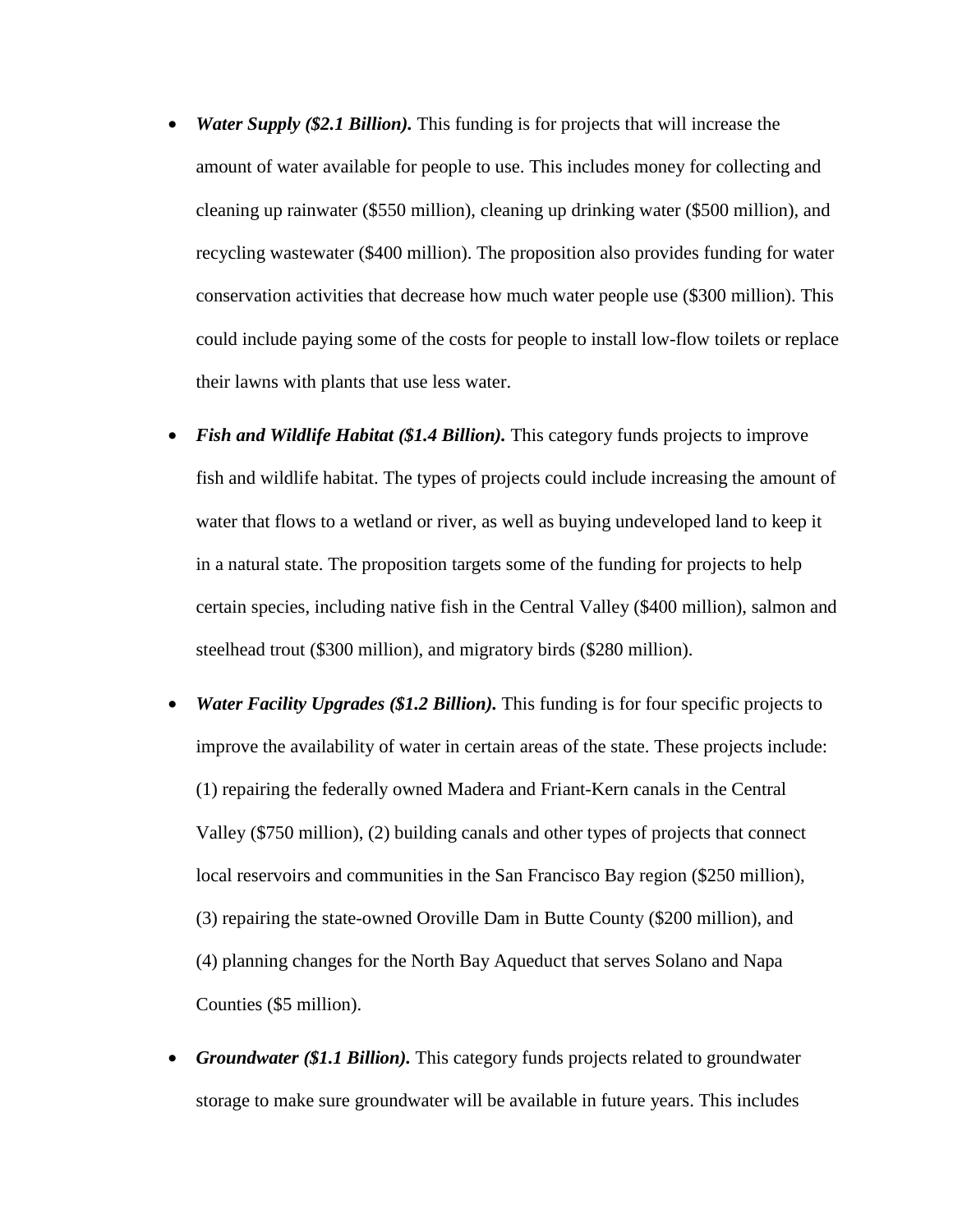- ***Water Supply ($2.1 Billion).*** This funding is for projects that will increase the amount of water available for people to use. This includes money for collecting and cleaning up rainwater ($550 million), cleaning up drinking water ($500 million), and recycling wastewater ($400 million). The proposition also provides funding for water conservation activities that decrease how much water people use ($300 million). This could include paying some of the costs for people to install low-flow toilets or replace their lawns with plants that use less water.

- ***Fish and Wildlife Habitat ($1.4 Billion).*** This category funds projects to improve fish and wildlife habitat. The types of projects could include increasing the amount of water that flows to a wetland or river, as well as buying undeveloped land to keep it in a natural state. The proposition targets some of the funding for projects to help certain species, including native fish in the Central Valley ($400 million), salmon and steelhead trout ($300 million), and migratory birds ($280 million).

- ***Water Facility Upgrades ($1.2 Billion).*** This funding is for four specific projects to improve the availability of water in certain areas of the state. These projects include: (1) repairing the federally owned Madera and Friant-Kern canals in the Central Valley ($750 million), (2) building canals and other types of projects that connect local reservoirs and communities in the San Francisco Bay region ($250 million), (3) repairing the state-owned Oroville Dam in Butte County ($200 million), and (4) planning changes for the North Bay Aqueduct that serves Solano and Napa Counties ($5 million).

- ***Groundwater ($1.1 Billion).*** This category funds projects related to groundwater storage to make sure groundwater will be available in future years. This includes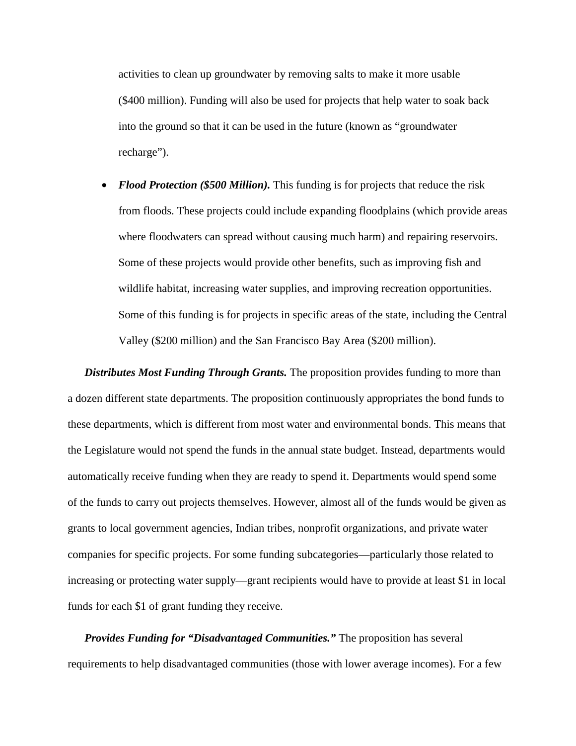activities to clean up groundwater by removing salts to make it more usable ($400 million). Funding will also be used for projects that help water to soak back into the ground so that it can be used in the future (known as "groundwater recharge").

- ***Flood Protection ($500 Million).*** This funding is for projects that reduce the risk from floods. These projects could include expanding floodplains (which provide areas where floodwaters can spread without causing much harm) and repairing reservoirs. Some of these projects would provide other benefits, such as improving fish and wildlife habitat, increasing water supplies, and improving recreation opportunities. Some of this funding is for projects in specific areas of the state, including the Central Valley ($200 million) and the San Francisco Bay Area ($200 million).

***Distributes Most Funding Through Grants.*** The proposition provides funding to more than a dozen different state departments. The proposition continuously appropriates the bond funds to these departments, which is different from most water and environmental bonds. This means that the Legislature would not spend the funds in the annual state budget. Instead, departments would automatically receive funding when they are ready to spend it. Departments would spend some of the funds to carry out projects themselves. However, almost all of the funds would be given as grants to local government agencies, Indian tribes, nonprofit organizations, and private water companies for specific projects. For some funding subcategories—particularly those related to increasing or protecting water supply—grant recipients would have to provide at least $1 in local funds for each $1 of grant funding they receive.

***Provides Funding for "Disadvantaged Communities."*** The proposition has several requirements to help disadvantaged communities (those with lower average incomes). For a few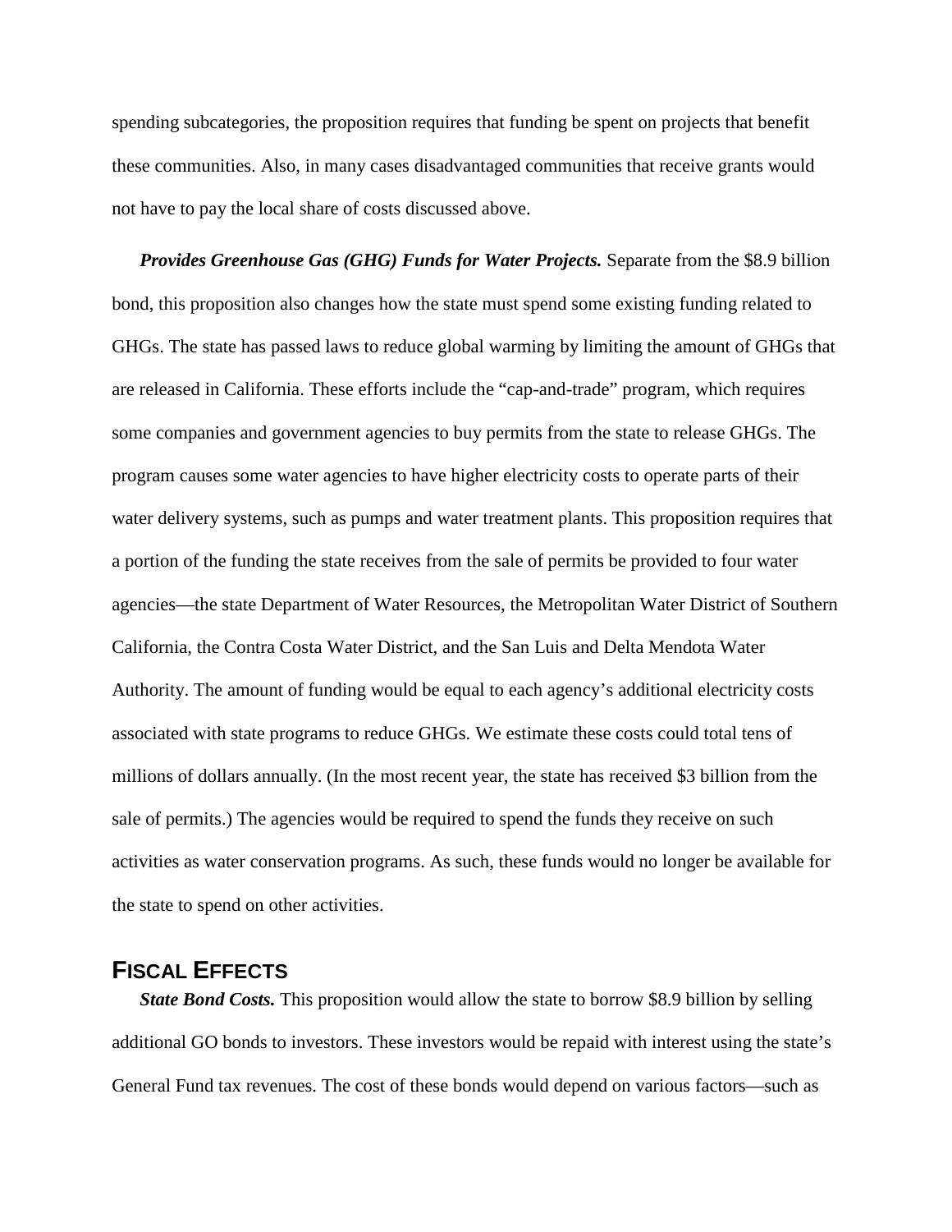spending subcategories, the proposition requires that funding be spent on projects that benefit these communities. Also, in many cases disadvantaged communities that receive grants would not have to pay the local share of costs discussed above.

***Provides Greenhouse Gas (GHG) Funds for Water Projects.*** Separate from the $8.9 billion bond, this proposition also changes how the state must spend some existing funding related to GHGs. The state has passed laws to reduce global warming by limiting the amount of GHGs that are released in California. These efforts include the "cap-and-trade" program, which requires some companies and government agencies to buy permits from the state to release GHGs. The program causes some water agencies to have higher electricity costs to operate parts of their water delivery systems, such as pumps and water treatment plants. This proposition requires that a portion of the funding the state receives from the sale of permits be provided to four water agencies—the state Department of Water Resources, the Metropolitan Water District of Southern California, the Contra Costa Water District, and the San Luis and Delta Mendota Water Authority. The amount of funding would be equal to each agency's additional electricity costs associated with state programs to reduce GHGs. We estimate these costs could total tens of millions of dollars annually. (In the most recent year, the state has received $3 billion from the sale of permits.) The agencies would be required to spend the funds they receive on such activities as water conservation programs. As such, these funds would no longer be available for the state to spend on other activities.

## FISCAL EFFECTS

***State Bond Costs.*** This proposition would allow the state to borrow $8.9 billion by selling additional GO bonds to investors. These investors would be repaid with interest using the state's General Fund tax revenues. The cost of these bonds would depend on various factors—such as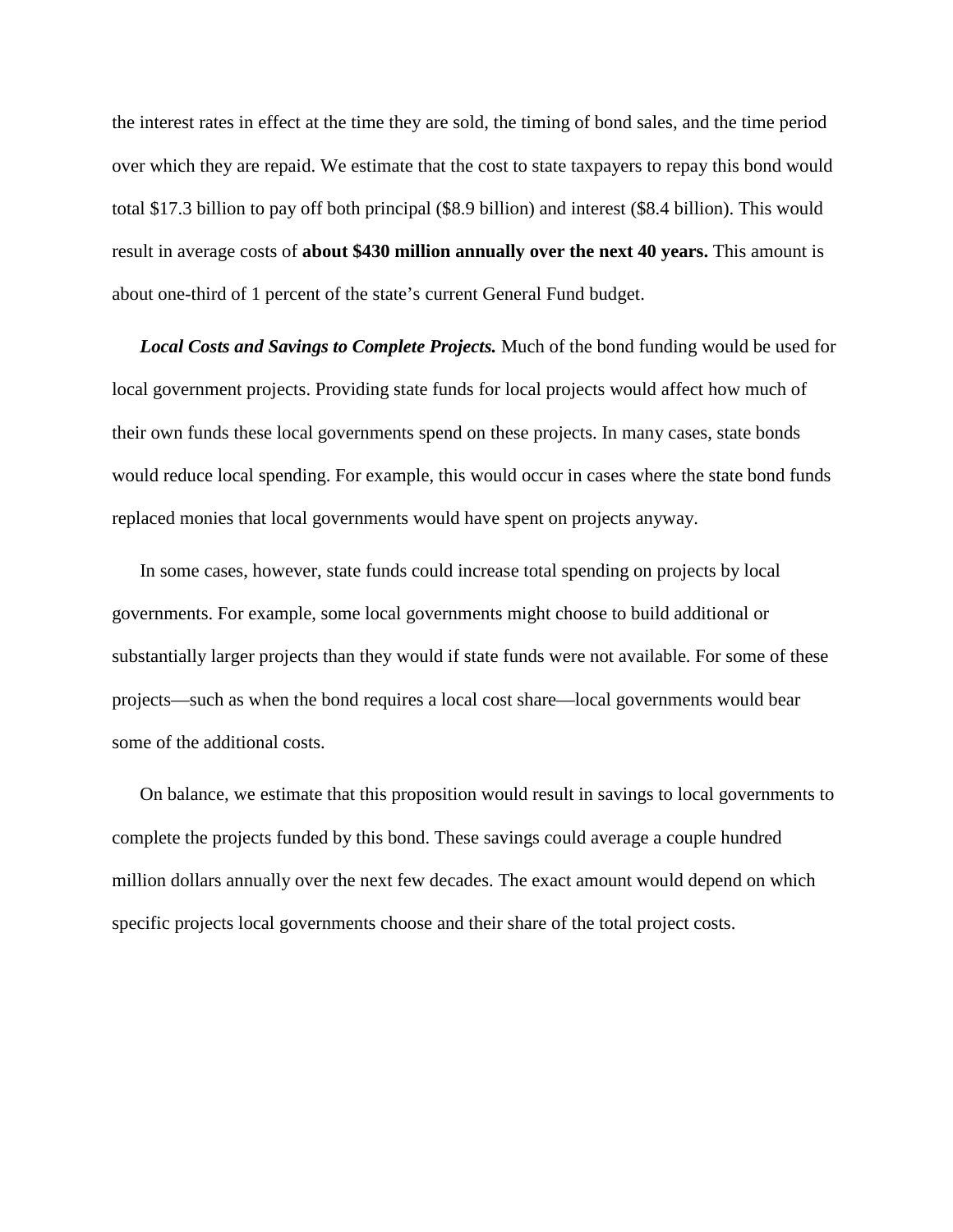the interest rates in effect at the time they are sold, the timing of bond sales, and the time period over which they are repaid. We estimate that the cost to state taxpayers to repay this bond would total $17.3 billion to pay off both principal ($8.9 billion) and interest ($8.4 billion). This would result in average costs of **about $430 million annually over the next 40 years.** This amount is about one-third of 1 percent of the state's current General Fund budget.

***Local Costs and Savings to Complete Projects.*** Much of the bond funding would be used for local government projects. Providing state funds for local projects would affect how much of their own funds these local governments spend on these projects. In many cases, state bonds would reduce local spending. For example, this would occur in cases where the state bond funds replaced monies that local governments would have spent on projects anyway.

In some cases, however, state funds could increase total spending on projects by local governments. For example, some local governments might choose to build additional or substantially larger projects than they would if state funds were not available. For some of these projects—such as when the bond requires a local cost share—local governments would bear some of the additional costs.

On balance, we estimate that this proposition would result in savings to local governments to complete the projects funded by this bond. These savings could average a couple hundred million dollars annually over the next few decades. The exact amount would depend on which specific projects local governments choose and their share of the total project costs.